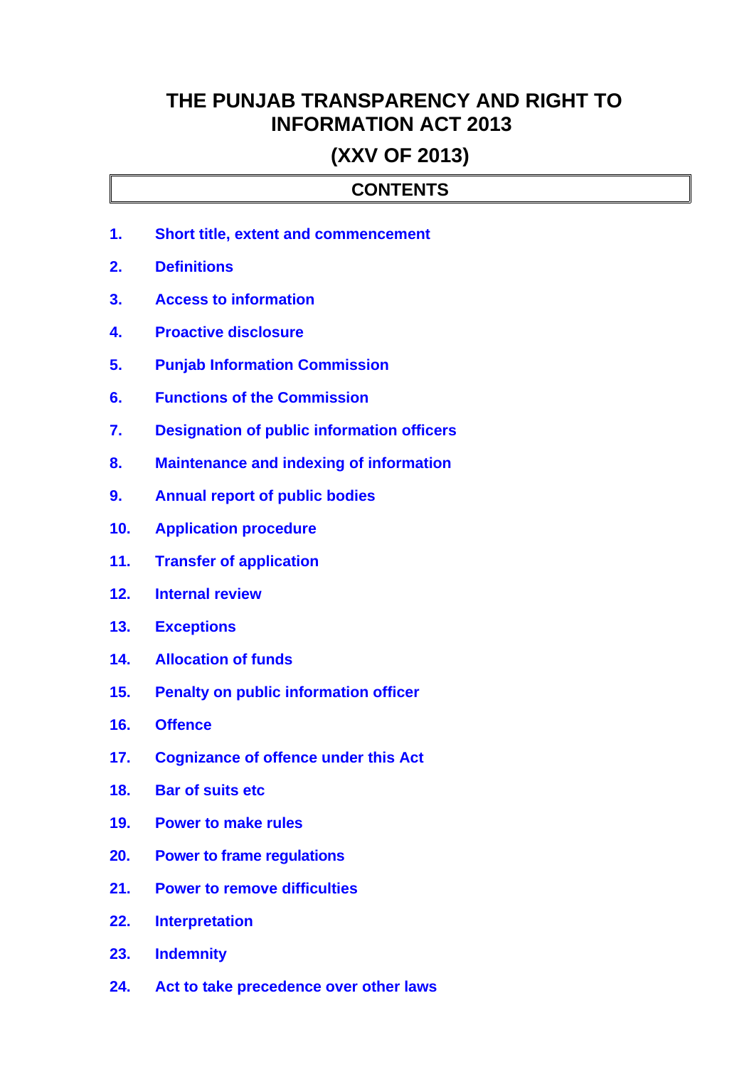# THE PUNJAB TRANSPARENCY AND RIGHT TO INFORMATION ACT 2013

## (XXV OF 2013)

### CONTENTS

1. Short title, extent and commencement
2. Definitions
3. Access to information
4. Proactive disclosure
5. Punjab Information Commission
6. Functions of the Commission
7. Designation of public information officers
8. Maintenance and indexing of information
9. Annual report of public bodies
10. Application procedure
11. Transfer of application
12. Internal review
13. Exceptions
14. Allocation of funds
15. Penalty on public information officer
16. Offence
17. Cognizance of offence under this Act
18. Bar of suits etc
19. Power to make rules
20. Power to frame regulations
21. Power to remove difficulties
22. Interpretation
23. Indemnity
24. Act to take precedence over other laws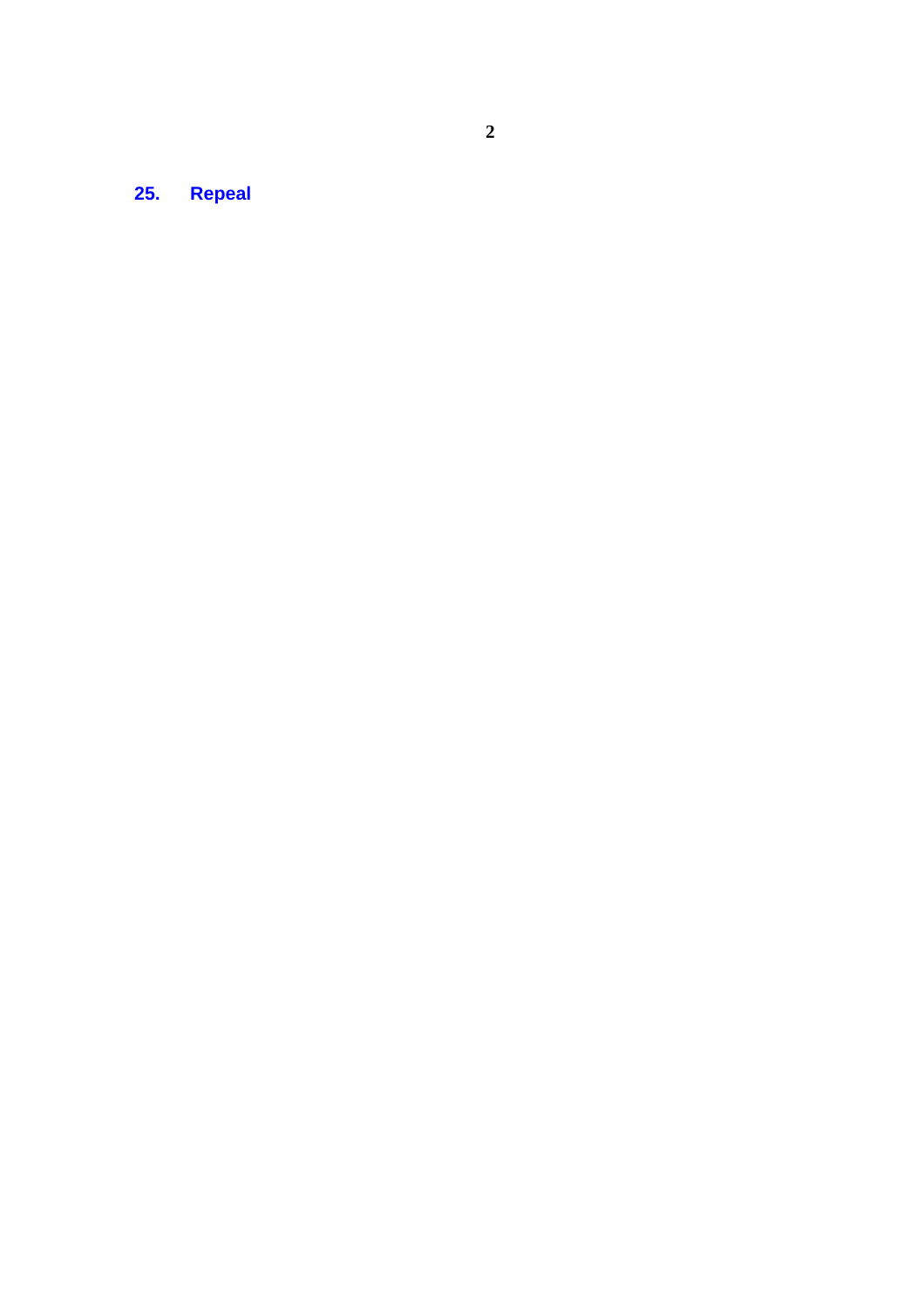## 25. Repeal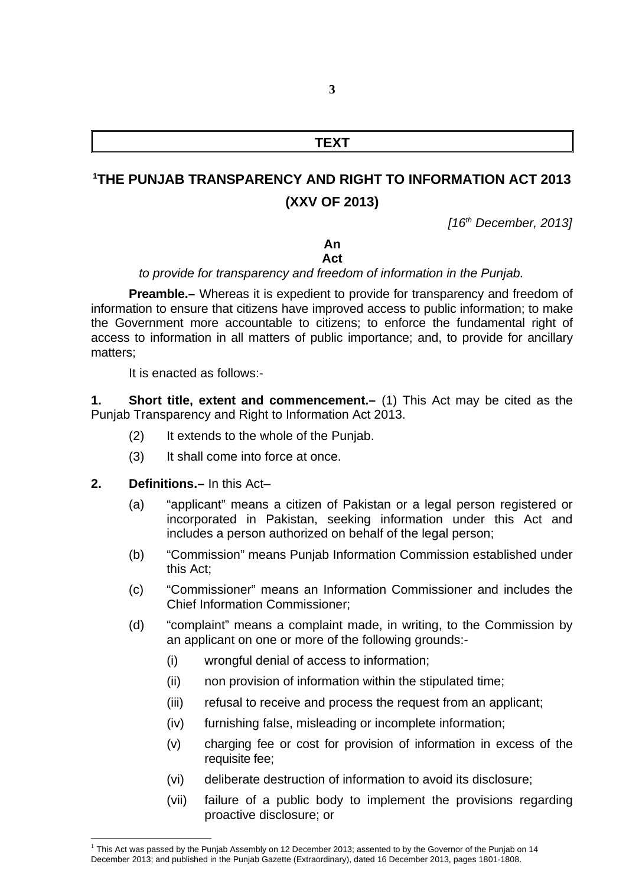# TEXT

## [1]THE PUNJAB TRANSPARENCY AND RIGHT TO INFORMATION ACT 2013

## (XXV OF 2013)

*[16th December, 2013]*

**An**
**Act**

*to provide for transparency and freedom of information in the Punjab.*

**Preamble.–** Whereas it is expedient to provide for transparency and freedom of information to ensure that citizens have improved access to public information; to make the Government more accountable to citizens; to enforce the fundamental right of access to information in all matters of public importance; and, to provide for ancillary matters;

It is enacted as follows:-

**1. Short title, extent and commencement.–** (1) This Act may be cited as the Punjab Transparency and Right to Information Act 2013.

(2) It extends to the whole of the Punjab.

(3) It shall come into force at once.

**2. Definitions.–** In this Act–

(a) "applicant" means a citizen of Pakistan or a legal person registered or incorporated in Pakistan, seeking information under this Act and includes a person authorized on behalf of the legal person;

(b) "Commission" means Punjab Information Commission established under this Act;

(c) "Commissioner" means an Information Commissioner and includes the Chief Information Commissioner;

(d) "complaint" means a complaint made, in writing, to the Commission by an applicant on one or more of the following grounds:-

(i) wrongful denial of access to information;

(ii) non provision of information within the stipulated time;

(iii) refusal to receive and process the request from an applicant;

(iv) furnishing false, misleading or incomplete information;

(v) charging fee or cost for provision of information in excess of the requisite fee;

(vi) deliberate destruction of information to avoid its disclosure;

(vii) failure of a public body to implement the provisions regarding proactive disclosure; or

---

[1] This Act was passed by the Punjab Assembly on 12 December 2013; assented to by the Governor of the Punjab on 14 December 2013; and published in the Punjab Gazette (Extraordinary), dated 16 December 2013, pages 1801-1808.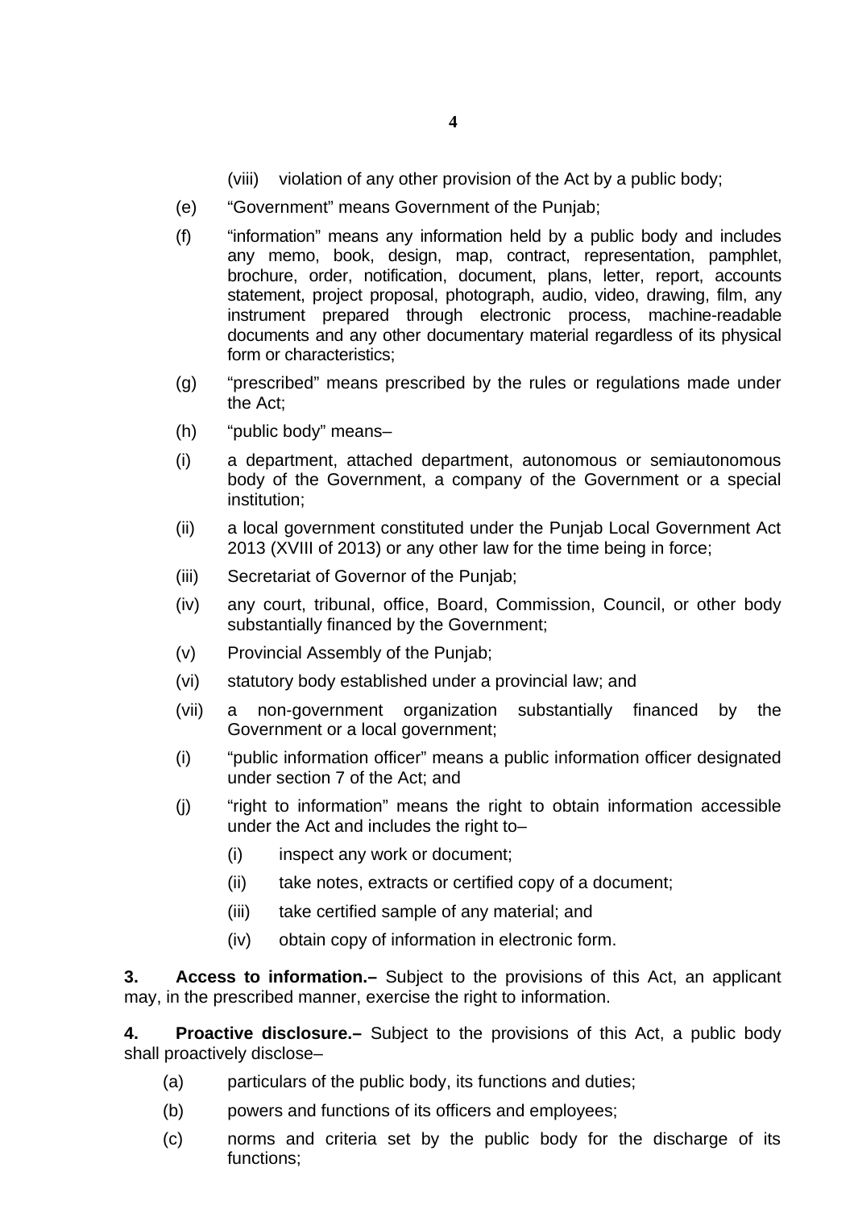(viii) violation of any other provision of the Act by a public body;

(e) "Government" means Government of the Punjab;

(f) "information" means any information held by a public body and includes any memo, book, design, map, contract, representation, pamphlet, brochure, order, notification, document, plans, letter, report, accounts statement, project proposal, photograph, audio, video, drawing, film, any instrument prepared through electronic process, machine-readable documents and any other documentary material regardless of its physical form or characteristics;

(g) "prescribed" means prescribed by the rules or regulations made under the Act;

(h) "public body" means–

(i) a department, attached department, autonomous or semiautonomous body of the Government, a company of the Government or a special institution;

(ii) a local government constituted under the Punjab Local Government Act 2013 (XVIII of 2013) or any other law for the time being in force;

(iii) Secretariat of Governor of the Punjab;

(iv) any court, tribunal, office, Board, Commission, Council, or other body substantially financed by the Government;

(v) Provincial Assembly of the Punjab;

(vi) statutory body established under a provincial law; and

(vii) a non-government organization substantially financed by the Government or a local government;

(i) "public information officer" means a public information officer designated under section 7 of the Act; and

(j) "right to information" means the right to obtain information accessible under the Act and includes the right to–

  (i) inspect any work or document;

  (ii) take notes, extracts or certified copy of a document;

  (iii) take certified sample of any material; and

  (iv) obtain copy of information in electronic form.

**3. Access to information.–** Subject to the provisions of this Act, an applicant may, in the prescribed manner, exercise the right to information.

**4. Proactive disclosure.–** Subject to the provisions of this Act, a public body shall proactively disclose–

(a) particulars of the public body, its functions and duties;

(b) powers and functions of its officers and employees;

(c) norms and criteria set by the public body for the discharge of its functions;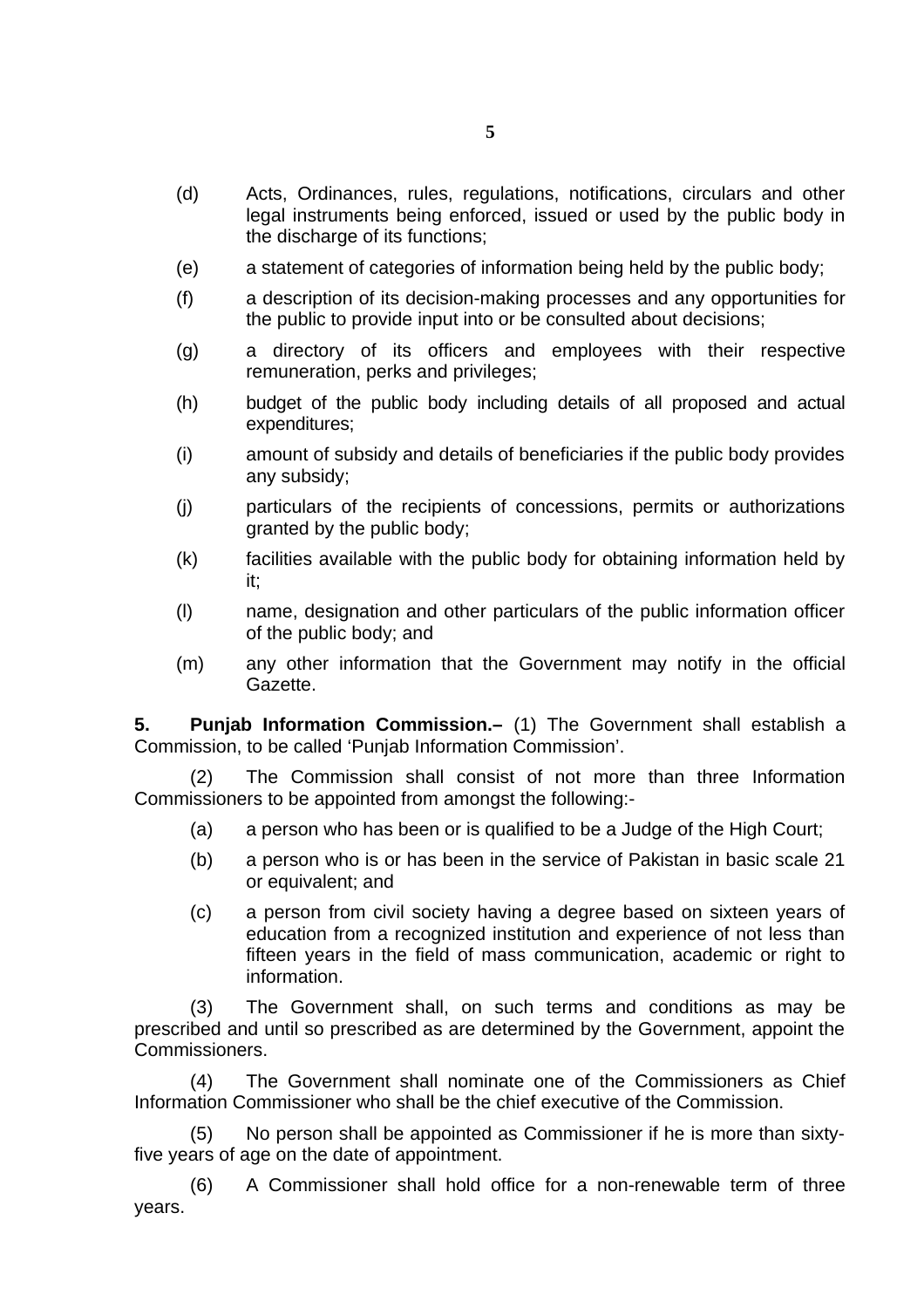(d) Acts, Ordinances, rules, regulations, notifications, circulars and other legal instruments being enforced, issued or used by the public body in the discharge of its functions;

(e) a statement of categories of information being held by the public body;

(f) a description of its decision-making processes and any opportunities for the public to provide input into or be consulted about decisions;

(g) a directory of its officers and employees with their respective remuneration, perks and privileges;

(h) budget of the public body including details of all proposed and actual expenditures;

(i) amount of subsidy and details of beneficiaries if the public body provides any subsidy;

(j) particulars of the recipients of concessions, permits or authorizations granted by the public body;

(k) facilities available with the public body for obtaining information held by it;

(l) name, designation and other particulars of the public information officer of the public body; and

(m) any other information that the Government may notify in the official Gazette.

**5. Punjab Information Commission.–** (1) The Government shall establish a Commission, to be called 'Punjab Information Commission'.

(2) The Commission shall consist of not more than three Information Commissioners to be appointed from amongst the following:-

(a) a person who has been or is qualified to be a Judge of the High Court;

(b) a person who is or has been in the service of Pakistan in basic scale 21 or equivalent; and

(c) a person from civil society having a degree based on sixteen years of education from a recognized institution and experience of not less than fifteen years in the field of mass communication, academic or right to information.

(3) The Government shall, on such terms and conditions as may be prescribed and until so prescribed as are determined by the Government, appoint the Commissioners.

(4) The Government shall nominate one of the Commissioners as Chief Information Commissioner who shall be the chief executive of the Commission.

(5) No person shall be appointed as Commissioner if he is more than sixty-five years of age on the date of appointment.

(6) A Commissioner shall hold office for a non-renewable term of three years.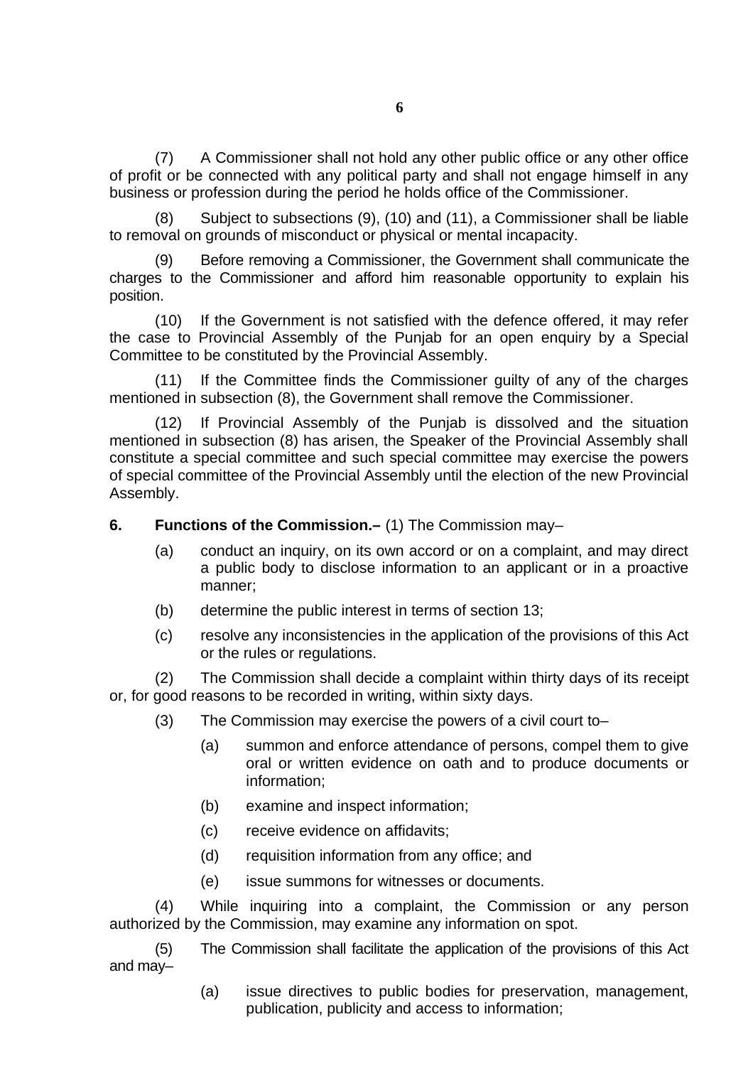(7) A Commissioner shall not hold any other public office or any other office of profit or be connected with any political party and shall not engage himself in any business or profession during the period he holds office of the Commissioner.

(8) Subject to subsections (9), (10) and (11), a Commissioner shall be liable to removal on grounds of misconduct or physical or mental incapacity.

(9) Before removing a Commissioner, the Government shall communicate the charges to the Commissioner and afford him reasonable opportunity to explain his position.

(10) If the Government is not satisfied with the defence offered, it may refer the case to Provincial Assembly of the Punjab for an open enquiry by a Special Committee to be constituted by the Provincial Assembly.

(11) If the Committee finds the Commissioner guilty of any of the charges mentioned in subsection (8), the Government shall remove the Commissioner.

(12) If Provincial Assembly of the Punjab is dissolved and the situation mentioned in subsection (8) has arisen, the Speaker of the Provincial Assembly shall constitute a special committee and such special committee may exercise the powers of special committee of the Provincial Assembly until the election of the new Provincial Assembly.

**6. Functions of the Commission.–** (1) The Commission may–

(a) conduct an inquiry, on its own accord or on a complaint, and may direct a public body to disclose information to an applicant or in a proactive manner;

(b) determine the public interest in terms of section 13;

(c) resolve any inconsistencies in the application of the provisions of this Act or the rules or regulations.

(2) The Commission shall decide a complaint within thirty days of its receipt or, for good reasons to be recorded in writing, within sixty days.

(3) The Commission may exercise the powers of a civil court to–

(a) summon and enforce attendance of persons, compel them to give oral or written evidence on oath and to produce documents or information;

(b) examine and inspect information;

(c) receive evidence on affidavits;

(d) requisition information from any office; and

(e) issue summons for witnesses or documents.

(4) While inquiring into a complaint, the Commission or any person authorized by the Commission, may examine any information on spot.

(5) The Commission shall facilitate the application of the provisions of this Act and may–

(a) issue directives to public bodies for preservation, management, publication, publicity and access to information;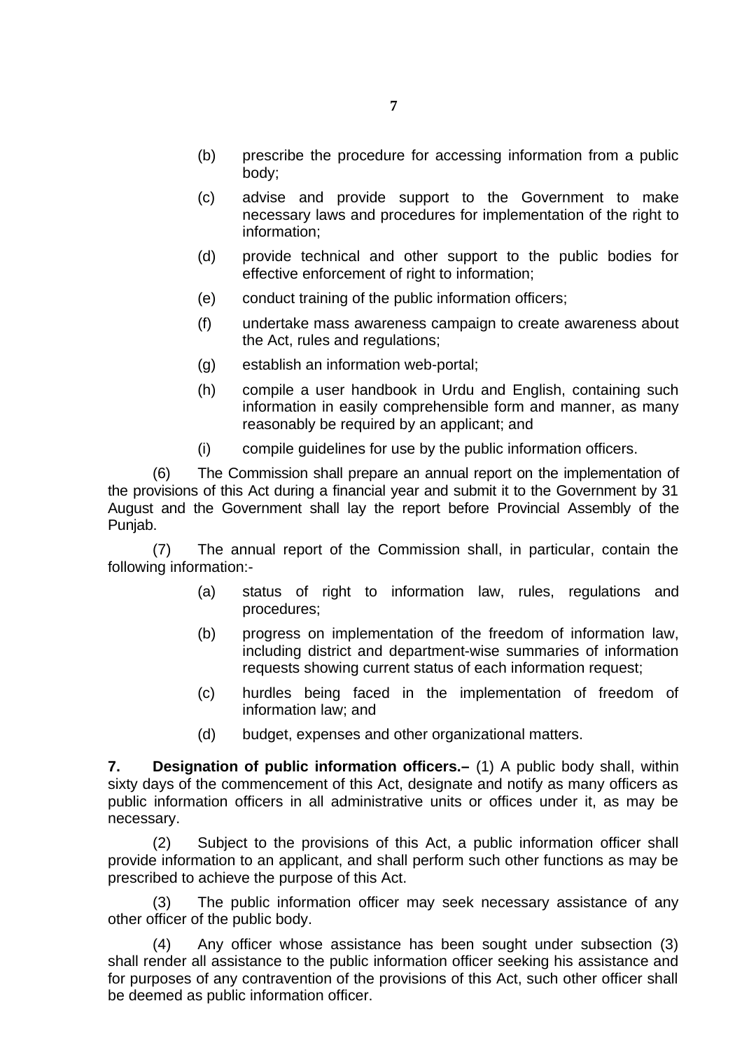(b) prescribe the procedure for accessing information from a public body;

(c) advise and provide support to the Government to make necessary laws and procedures for implementation of the right to information;

(d) provide technical and other support to the public bodies for effective enforcement of right to information;

(e) conduct training of the public information officers;

(f) undertake mass awareness campaign to create awareness about the Act, rules and regulations;

(g) establish an information web-portal;

(h) compile a user handbook in Urdu and English, containing such information in easily comprehensible form and manner, as many reasonably be required by an applicant; and

(i) compile guidelines for use by the public information officers.

(6) The Commission shall prepare an annual report on the implementation of the provisions of this Act during a financial year and submit it to the Government by 31 August and the Government shall lay the report before Provincial Assembly of the Punjab.

(7) The annual report of the Commission shall, in particular, contain the following information:-

(a) status of right to information law, rules, regulations and procedures;

(b) progress on implementation of the freedom of information law, including district and department-wise summaries of information requests showing current status of each information request;

(c) hurdles being faced in the implementation of freedom of information law; and

(d) budget, expenses and other organizational matters.

**7. Designation of public information officers.–** (1) A public body shall, within sixty days of the commencement of this Act, designate and notify as many officers as public information officers in all administrative units or offices under it, as may be necessary.

(2) Subject to the provisions of this Act, a public information officer shall provide information to an applicant, and shall perform such other functions as may be prescribed to achieve the purpose of this Act.

(3) The public information officer may seek necessary assistance of any other officer of the public body.

(4) Any officer whose assistance has been sought under subsection (3) shall render all assistance to the public information officer seeking his assistance and for purposes of any contravention of the provisions of this Act, such other officer shall be deemed as public information officer.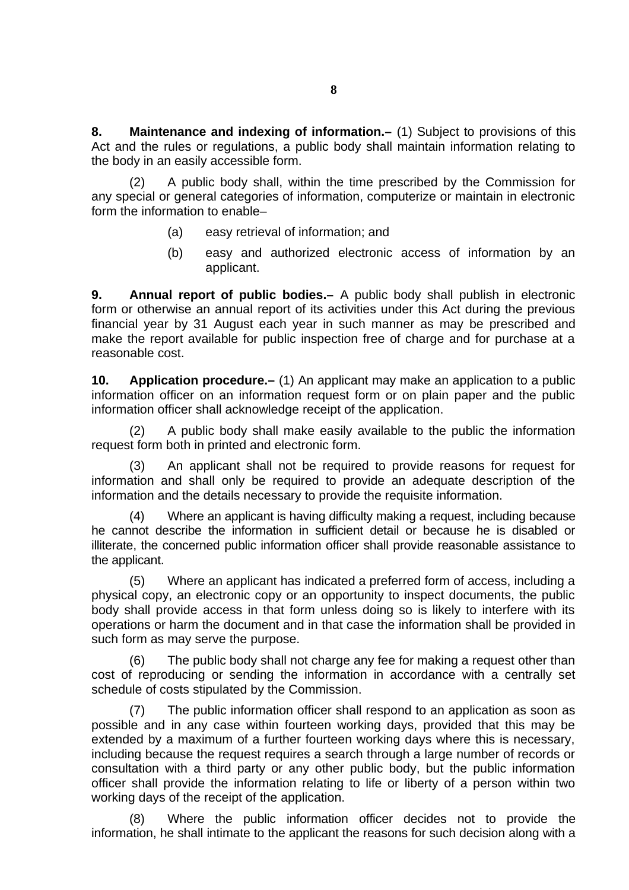**8. Maintenance and indexing of information.–** (1) Subject to provisions of this Act and the rules or regulations, a public body shall maintain information relating to the body in an easily accessible form.

(2) A public body shall, within the time prescribed by the Commission for any special or general categories of information, computerize or maintain in electronic form the information to enable–

(a) easy retrieval of information; and

(b) easy and authorized electronic access of information by an applicant.

**9. Annual report of public bodies.–** A public body shall publish in electronic form or otherwise an annual report of its activities under this Act during the previous financial year by 31 August each year in such manner as may be prescribed and make the report available for public inspection free of charge and for purchase at a reasonable cost.

**10. Application procedure.–** (1) An applicant may make an application to a public information officer on an information request form or on plain paper and the public information officer shall acknowledge receipt of the application.

(2) A public body shall make easily available to the public the information request form both in printed and electronic form.

(3) An applicant shall not be required to provide reasons for request for information and shall only be required to provide an adequate description of the information and the details necessary to provide the requisite information.

(4) Where an applicant is having difficulty making a request, including because he cannot describe the information in sufficient detail or because he is disabled or illiterate, the concerned public information officer shall provide reasonable assistance to the applicant.

(5) Where an applicant has indicated a preferred form of access, including a physical copy, an electronic copy or an opportunity to inspect documents, the public body shall provide access in that form unless doing so is likely to interfere with its operations or harm the document and in that case the information shall be provided in such form as may serve the purpose.

(6) The public body shall not charge any fee for making a request other than cost of reproducing or sending the information in accordance with a centrally set schedule of costs stipulated by the Commission.

(7) The public information officer shall respond to an application as soon as possible and in any case within fourteen working days, provided that this may be extended by a maximum of a further fourteen working days where this is necessary, including because the request requires a search through a large number of records or consultation with a third party or any other public body, but the public information officer shall provide the information relating to life or liberty of a person within two working days of the receipt of the application.

(8) Where the public information officer decides not to provide the information, he shall intimate to the applicant the reasons for such decision along with a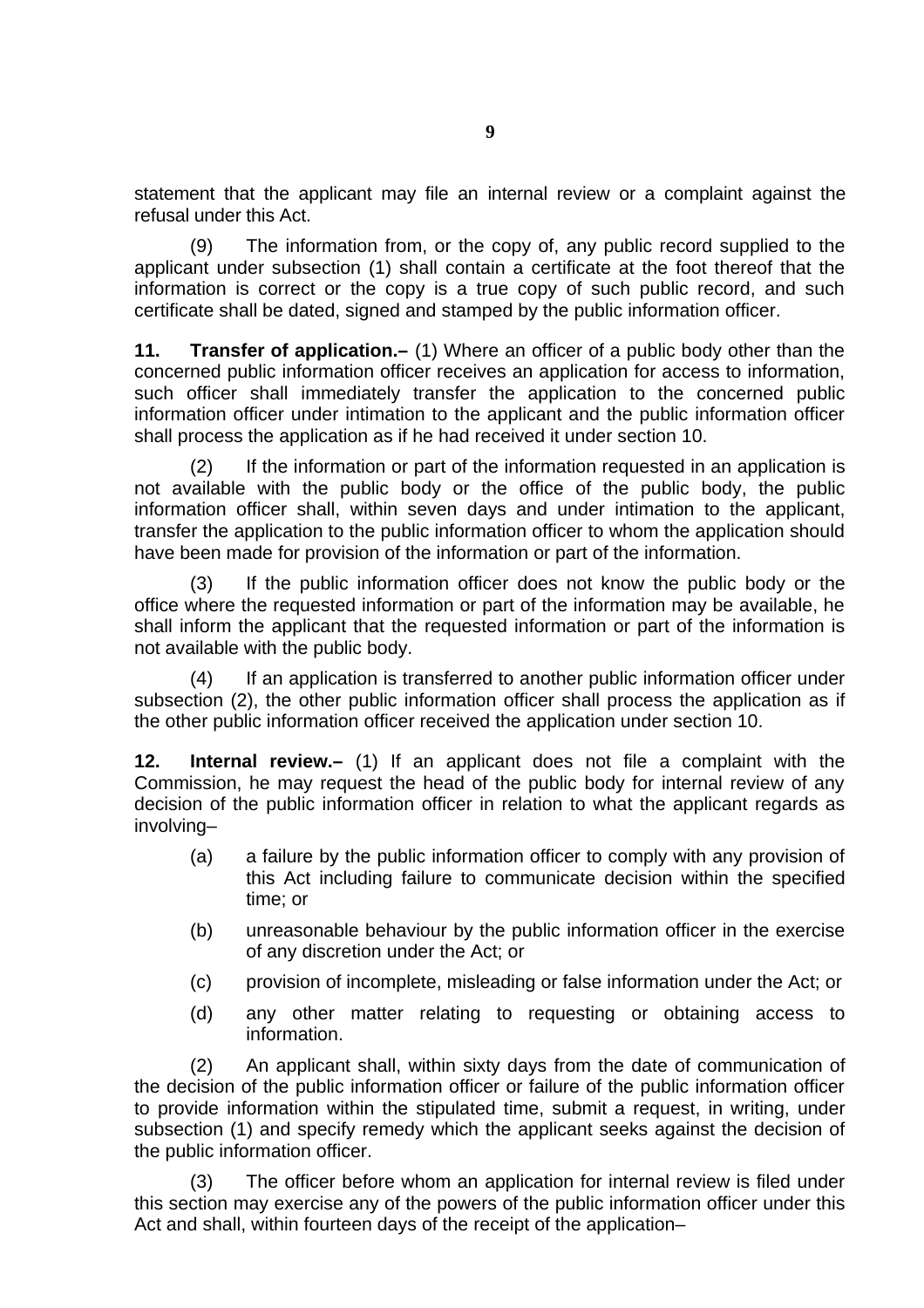statement that the applicant may file an internal review or a complaint against the refusal under this Act.

(9) The information from, or the copy of, any public record supplied to the applicant under subsection (1) shall contain a certificate at the foot thereof that the information is correct or the copy is a true copy of such public record, and such certificate shall be dated, signed and stamped by the public information officer.

**11. Transfer of application.–** (1) Where an officer of a public body other than the concerned public information officer receives an application for access to information, such officer shall immediately transfer the application to the concerned public information officer under intimation to the applicant and the public information officer shall process the application as if he had received it under section 10.

(2) If the information or part of the information requested in an application is not available with the public body or the office of the public body, the public information officer shall, within seven days and under intimation to the applicant, transfer the application to the public information officer to whom the application should have been made for provision of the information or part of the information.

(3) If the public information officer does not know the public body or the office where the requested information or part of the information may be available, he shall inform the applicant that the requested information or part of the information is not available with the public body.

(4) If an application is transferred to another public information officer under subsection (2), the other public information officer shall process the application as if the other public information officer received the application under section 10.

**12. Internal review.–** (1) If an applicant does not file a complaint with the Commission, he may request the head of the public body for internal review of any decision of the public information officer in relation to what the applicant regards as involving–

(a) a failure by the public information officer to comply with any provision of this Act including failure to communicate decision within the specified time; or

(b) unreasonable behaviour by the public information officer in the exercise of any discretion under the Act; or

(c) provision of incomplete, misleading or false information under the Act; or

(d) any other matter relating to requesting or obtaining access to information.

(2) An applicant shall, within sixty days from the date of communication of the decision of the public information officer or failure of the public information officer to provide information within the stipulated time, submit a request, in writing, under subsection (1) and specify remedy which the applicant seeks against the decision of the public information officer.

(3) The officer before whom an application for internal review is filed under this section may exercise any of the powers of the public information officer under this Act and shall, within fourteen days of the receipt of the application–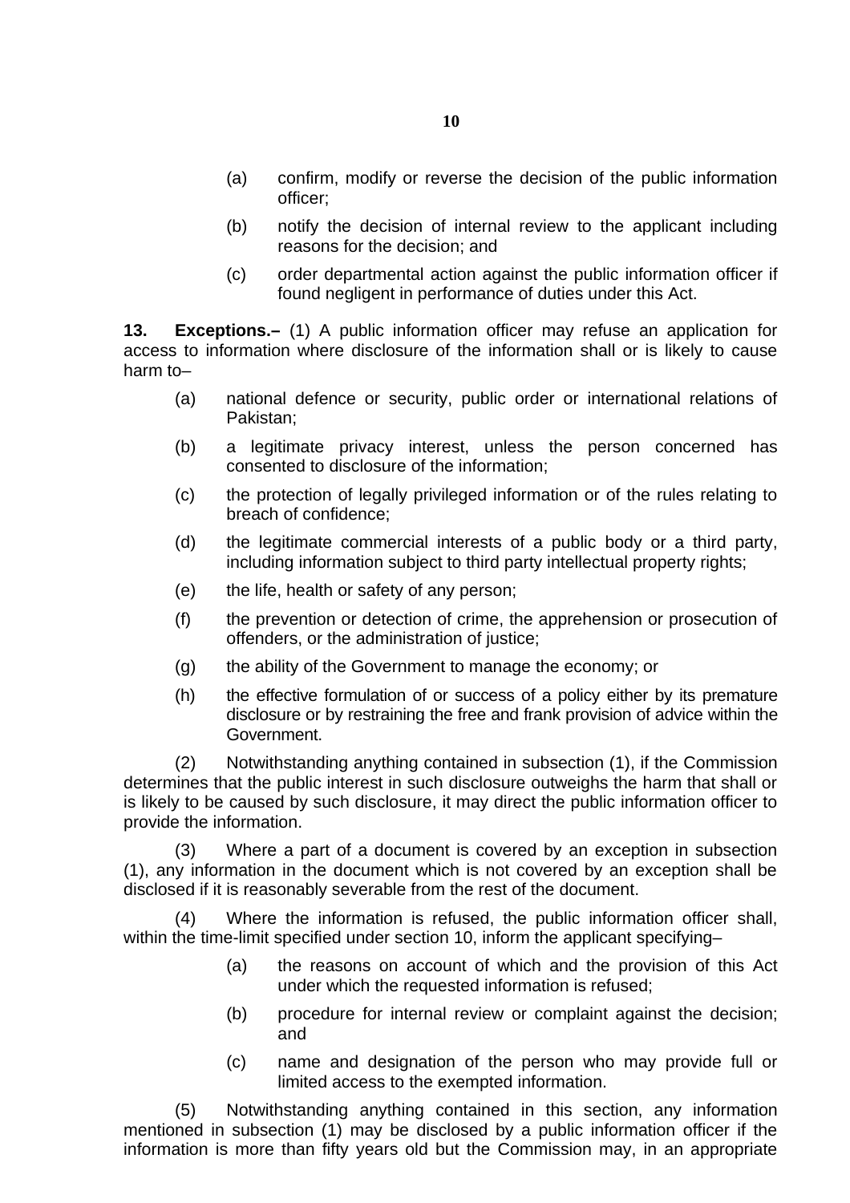(a) confirm, modify or reverse the decision of the public information officer;

(b) notify the decision of internal review to the applicant including reasons for the decision; and

(c) order departmental action against the public information officer if found negligent in performance of duties under this Act.

**13. Exceptions.–** (1) A public information officer may refuse an application for access to information where disclosure of the information shall or is likely to cause harm to–

(a) national defence or security, public order or international relations of Pakistan;

(b) a legitimate privacy interest, unless the person concerned has consented to disclosure of the information;

(c) the protection of legally privileged information or of the rules relating to breach of confidence;

(d) the legitimate commercial interests of a public body or a third party, including information subject to third party intellectual property rights;

(e) the life, health or safety of any person;

(f) the prevention or detection of crime, the apprehension or prosecution of offenders, or the administration of justice;

(g) the ability of the Government to manage the economy; or

(h) the effective formulation of or success of a policy either by its premature disclosure or by restraining the free and frank provision of advice within the Government.

(2) Notwithstanding anything contained in subsection (1), if the Commission determines that the public interest in such disclosure outweighs the harm that shall or is likely to be caused by such disclosure, it may direct the public information officer to provide the information.

(3) Where a part of a document is covered by an exception in subsection (1), any information in the document which is not covered by an exception shall be disclosed if it is reasonably severable from the rest of the document.

(4) Where the information is refused, the public information officer shall, within the time-limit specified under section 10, inform the applicant specifying–

(a) the reasons on account of which and the provision of this Act under which the requested information is refused;

(b) procedure for internal review or complaint against the decision; and

(c) name and designation of the person who may provide full or limited access to the exempted information.

(5) Notwithstanding anything contained in this section, any information mentioned in subsection (1) may be disclosed by a public information officer if the information is more than fifty years old but the Commission may, in an appropriate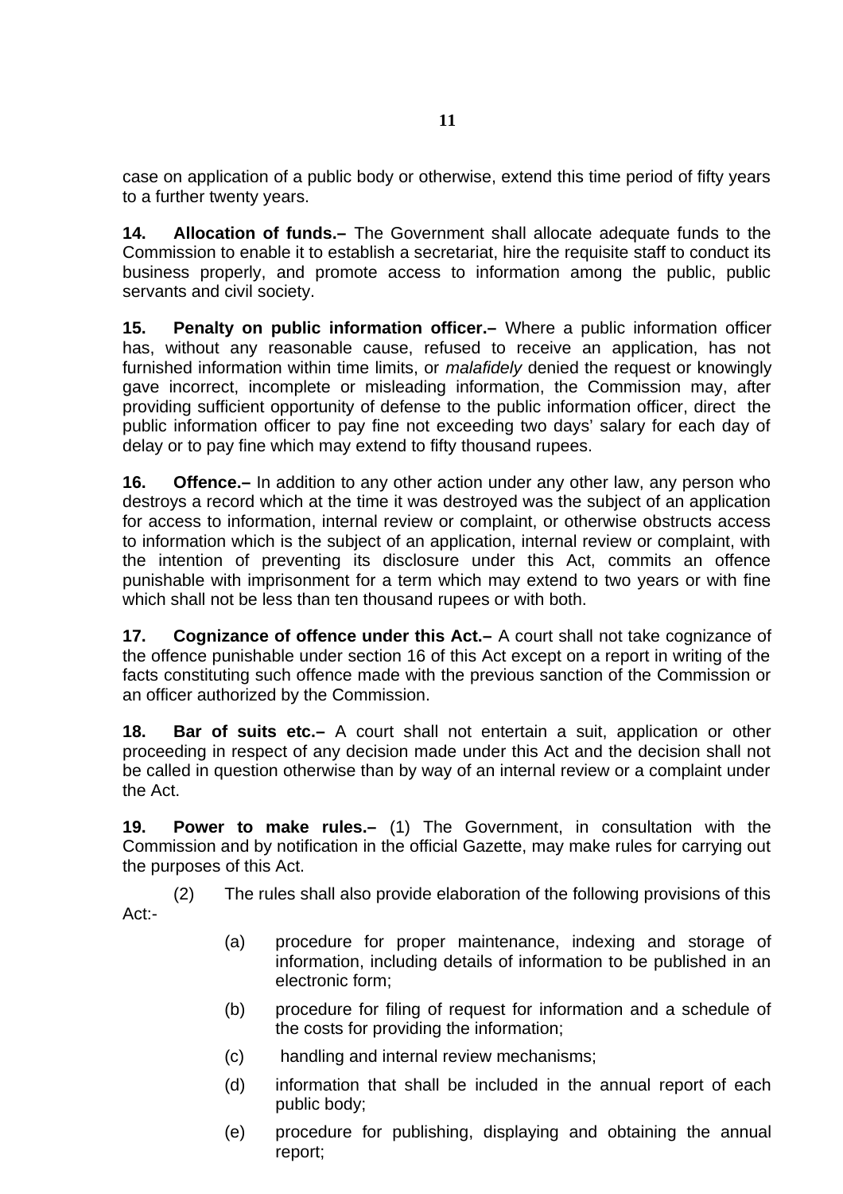case on application of a public body or otherwise, extend this time period of fifty years to a further twenty years.

**14. Allocation of funds.–** The Government shall allocate adequate funds to the Commission to enable it to establish a secretariat, hire the requisite staff to conduct its business properly, and promote access to information among the public, public servants and civil society.

**15. Penalty on public information officer.–** Where a public information officer has, without any reasonable cause, refused to receive an application, has not furnished information within time limits, or *malafidely* denied the request or knowingly gave incorrect, incomplete or misleading information, the Commission may, after providing sufficient opportunity of defense to the public information officer, direct the public information officer to pay fine not exceeding two days' salary for each day of delay or to pay fine which may extend to fifty thousand rupees.

**16. Offence.–** In addition to any other action under any other law, any person who destroys a record which at the time it was destroyed was the subject of an application for access to information, internal review or complaint, or otherwise obstructs access to information which is the subject of an application, internal review or complaint, with the intention of preventing its disclosure under this Act, commits an offence punishable with imprisonment for a term which may extend to two years or with fine which shall not be less than ten thousand rupees or with both.

**17. Cognizance of offence under this Act.–** A court shall not take cognizance of the offence punishable under section 16 of this Act except on a report in writing of the facts constituting such offence made with the previous sanction of the Commission or an officer authorized by the Commission.

**18. Bar of suits etc.–** A court shall not entertain a suit, application or other proceeding in respect of any decision made under this Act and the decision shall not be called in question otherwise than by way of an internal review or a complaint under the Act.

**19. Power to make rules.–** (1) The Government, in consultation with the Commission and by notification in the official Gazette, may make rules for carrying out the purposes of this Act.

(2) The rules shall also provide elaboration of the following provisions of this Act:-

(a) procedure for proper maintenance, indexing and storage of information, including details of information to be published in an electronic form;

(b) procedure for filing of request for information and a schedule of the costs for providing the information;

(c) handling and internal review mechanisms;

(d) information that shall be included in the annual report of each public body;

(e) procedure for publishing, displaying and obtaining the annual report;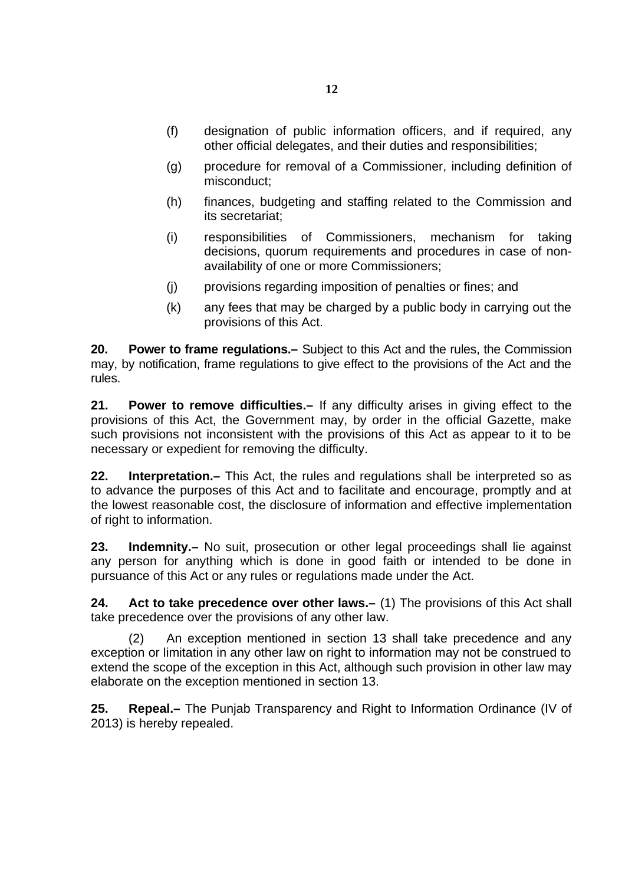(f) designation of public information officers, and if required, any other official delegates, and their duties and responsibilities;

(g) procedure for removal of a Commissioner, including definition of misconduct;

(h) finances, budgeting and staffing related to the Commission and its secretariat;

(i) responsibilities of Commissioners, mechanism for taking decisions, quorum requirements and procedures in case of non-availability of one or more Commissioners;

(j) provisions regarding imposition of penalties or fines; and

(k) any fees that may be charged by a public body in carrying out the provisions of this Act.

**20. Power to frame regulations.–** Subject to this Act and the rules, the Commission may, by notification, frame regulations to give effect to the provisions of the Act and the rules.

**21. Power to remove difficulties.–** If any difficulty arises in giving effect to the provisions of this Act, the Government may, by order in the official Gazette, make such provisions not inconsistent with the provisions of this Act as appear to it to be necessary or expedient for removing the difficulty.

**22. Interpretation.–** This Act, the rules and regulations shall be interpreted so as to advance the purposes of this Act and to facilitate and encourage, promptly and at the lowest reasonable cost, the disclosure of information and effective implementation of right to information.

**23. Indemnity.–** No suit, prosecution or other legal proceedings shall lie against any person for anything which is done in good faith or intended to be done in pursuance of this Act or any rules or regulations made under the Act.

**24. Act to take precedence over other laws.–** (1) The provisions of this Act shall take precedence over the provisions of any other law.

(2) An exception mentioned in section 13 shall take precedence and any exception or limitation in any other law on right to information may not be construed to extend the scope of the exception in this Act, although such provision in other law may elaborate on the exception mentioned in section 13.

**25. Repeal.–** The Punjab Transparency and Right to Information Ordinance (IV of 2013) is hereby repealed.